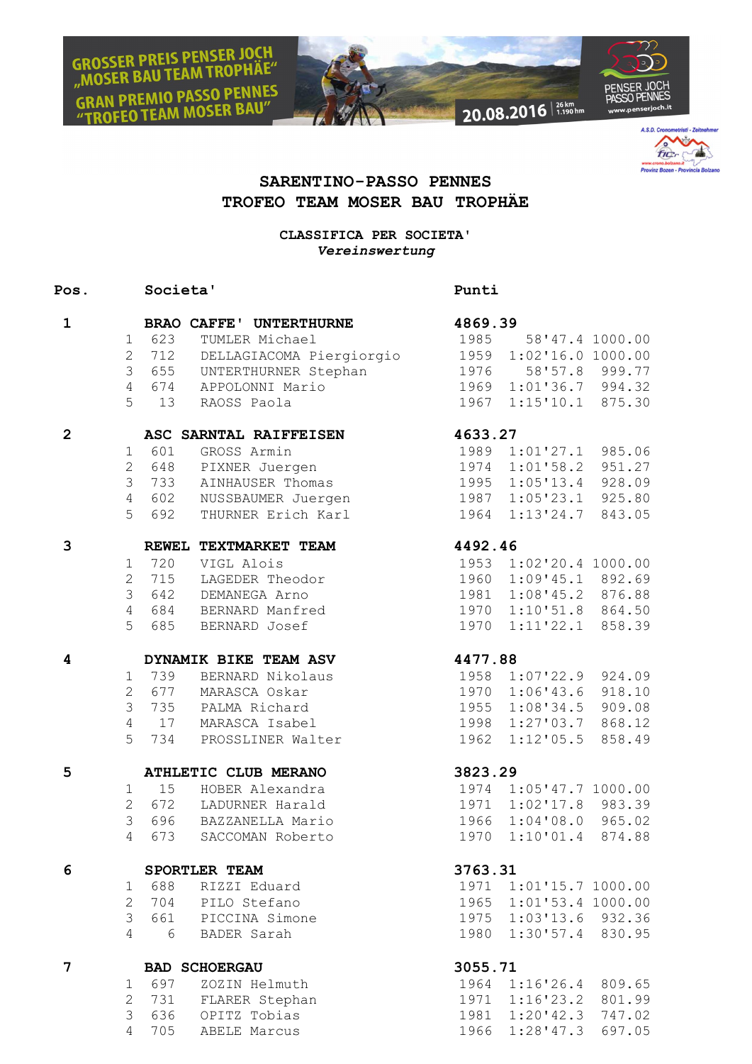GROSSER PREIS PENSER JOCH „MOSER BAU TEAM TROPHÄE"
GRAN PREMIO PASSO PENNES "TROFEO TEAM MOSER BAU"

20.08.2016 | 26 km 1.190 hm

PENSER JOCH PASSO PENNES www.penserjoch.it

# SARENTINO-PASSO PENNES
# TROFEO TEAM MOSER BAU TROPHÄE

**CLASSIFICA PER SOCIETA'**
***Vereinswertung***

| Pos. | | | Societa' | Punti | | |
|---|---|---|---|---|---|---|
| **1** | | | **BRAO CAFFE' UNTERTHURNE** | **4869.39** | | |
| | 1 | 623 | TUMLER Michael | 1985 | 58'47.4 | 1000.00 |
| | 2 | 712 | DELLAGIACOMA Piergiorgio | 1959 | 1:02'16.0 | 1000.00 |
| | 3 | 655 | UNTERTHURNER Stephan | 1976 | 58'57.8 | 999.77 |
| | 4 | 674 | APPOLONNI Mario | 1969 | 1:01'36.7 | 994.32 |
| | 5 | 13 | RAOSS Paola | 1967 | 1:15'10.1 | 875.30 |
| **2** | | | **ASC SARNTAL RAIFFEISEN** | **4633.27** | | |
| | 1 | 601 | GROSS Armin | 1989 | 1:01'27.1 | 985.06 |
| | 2 | 648 | PIXNER Juergen | 1974 | 1:01'58.2 | 951.27 |
| | 3 | 733 | AINHAUSER Thomas | 1995 | 1:05'13.4 | 928.09 |
| | 4 | 602 | NUSSBAUMER Juergen | 1987 | 1:05'23.1 | 925.80 |
| | 5 | 692 | THURNER Erich Karl | 1964 | 1:13'24.7 | 843.05 |
| **3** | | | **REWEL TEXTMARKET TEAM** | **4492.46** | | |
| | 1 | 720 | VIGL Alois | 1953 | 1:02'20.4 | 1000.00 |
| | 2 | 715 | LAGEDER Theodor | 1960 | 1:09'45.1 | 892.69 |
| | 3 | 642 | DEMANEGA Arno | 1981 | 1:08'45.2 | 876.88 |
| | 4 | 684 | BERNARD Manfred | 1970 | 1:10'51.8 | 864.50 |
| | 5 | 685 | BERNARD Josef | 1970 | 1:11'22.1 | 858.39 |
| **4** | | | **DYNAMIK BIKE TEAM ASV** | **4477.88** | | |
| | 1 | 739 | BERNARD Nikolaus | 1958 | 1:07'22.9 | 924.09 |
| | 2 | 677 | MARASCA Oskar | 1970 | 1:06'43.6 | 918.10 |
| | 3 | 735 | PALMA Richard | 1955 | 1:08'34.5 | 909.08 |
| | 4 | 17 | MARASCA Isabel | 1998 | 1:27'03.7 | 868.12 |
| | 5 | 734 | PROSSLINER Walter | 1962 | 1:12'05.5 | 858.49 |
| **5** | | | **ATHLETIC CLUB MERANO** | **3823.29** | | |
| | 1 | 15 | HOBER Alexandra | 1974 | 1:05'47.7 | 1000.00 |
| | 2 | 672 | LADURNER Harald | 1971 | 1:02'17.8 | 983.39 |
| | 3 | 696 | BAZZANELLA Mario | 1966 | 1:04'08.0 | 965.02 |
| | 4 | 673 | SACCOMAN Roberto | 1970 | 1:10'01.4 | 874.88 |
| **6** | | | **SPORTLER TEAM** | **3763.31** | | |
| | 1 | 688 | RIZZI Eduard | 1971 | 1:01'15.7 | 1000.00 |
| | 2 | 704 | PILO Stefano | 1965 | 1:01'53.4 | 1000.00 |
| | 3 | 661 | PICCINA Simone | 1975 | 1:03'13.6 | 932.36 |
| | 4 | 6 | BADER Sarah | 1980 | 1:30'57.4 | 830.95 |
| **7** | | | **BAD SCHOERGAU** | **3055.71** | | |
| | 1 | 697 | ZOZIN Helmuth | 1964 | 1:16'26.4 | 809.65 |
| | 2 | 731 | FLARER Stephan | 1971 | 1:16'23.2 | 801.99 |
| | 3 | 636 | OPITZ Tobias | 1981 | 1:20'42.3 | 747.02 |
| | 4 | 705 | ABELE Marcus | 1966 | 1:28'47.3 | 697.05 |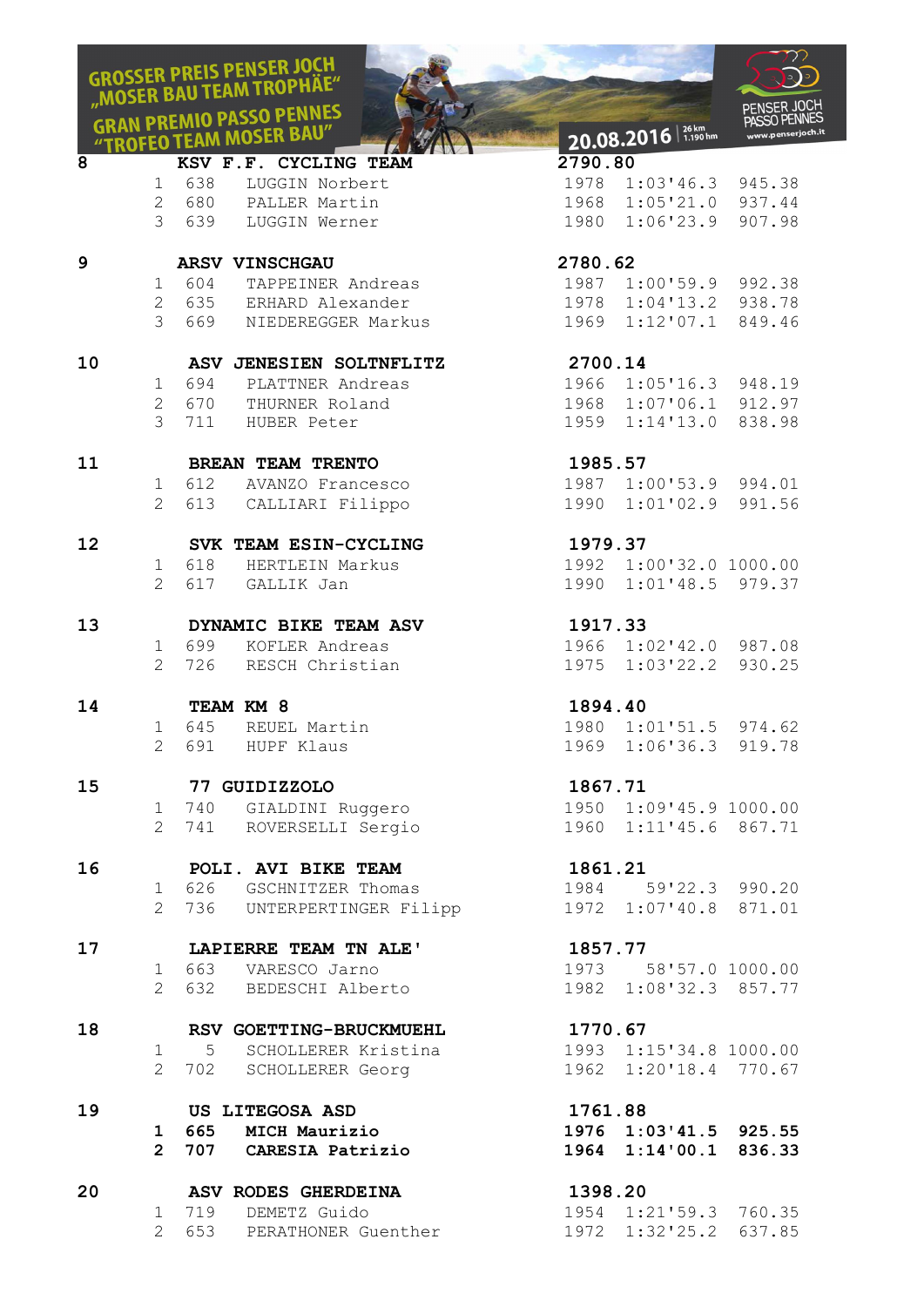GROSSER PREIS PENSER JOCH
„MOSER BAU TEAM TROPHÄE"
GRAN PREMIO PASSO PENNES
"TROFEO TEAM MOSER BAU"

20.08.2016 26 km 1.190 hm

PENSER JOCH PASSO PENNES www.penserjoch.it

| | | | | | | |
|---|---|---|---|---|---|---|
| **8** | | | **KSV F.F. CYCLING TEAM** | **2790.80** | | |
| | 1 | 638 | LUGGIN Norbert | 1978 | 1:03'46.3 | 945.38 |
| | 2 | 680 | PALLER Martin | 1968 | 1:05'21.0 | 937.44 |
| | 3 | 639 | LUGGIN Werner | 1980 | 1:06'23.9 | 907.98 |
| **9** | | | **ARSV VINSCHGAU** | **2780.62** | | |
| | 1 | 604 | TAPPEINER Andreas | 1987 | 1:00'59.9 | 992.38 |
| | 2 | 635 | ERHARD Alexander | 1978 | 1:04'13.2 | 938.78 |
| | 3 | 669 | NIEDEREGGER Markus | 1969 | 1:12'07.1 | 849.46 |
| **10** | | | **ASV JENESIEN SOLTNFLITZ** | **2700.14** | | |
| | 1 | 694 | PLATTNER Andreas | 1966 | 1:05'16.3 | 948.19 |
| | 2 | 670 | THURNER Roland | 1968 | 1:07'06.1 | 912.97 |
| | 3 | 711 | HUBER Peter | 1959 | 1:14'13.0 | 838.98 |
| **11** | | | **BREAN TEAM TRENTO** | **1985.57** | | |
| | 1 | 612 | AVANZO Francesco | 1987 | 1:00'53.9 | 994.01 |
| | 2 | 613 | CALLIARI Filippo | 1990 | 1:01'02.9 | 991.56 |
| **12** | | | **SVK TEAM ESIN-CYCLING** | **1979.37** | | |
| | 1 | 618 | HERTLEIN Markus | 1992 | 1:00'32.0 | 1000.00 |
| | 2 | 617 | GALLIK Jan | 1990 | 1:01'48.5 | 979.37 |
| **13** | | | **DYNAMIC BIKE TEAM ASV** | **1917.33** | | |
| | 1 | 699 | KOFLER Andreas | 1966 | 1:02'42.0 | 987.08 |
| | 2 | 726 | RESCH Christian | 1975 | 1:03'22.2 | 930.25 |
| **14** | | | **TEAM KM 8** | **1894.40** | | |
| | 1 | 645 | REUEL Martin | 1980 | 1:01'51.5 | 974.62 |
| | 2 | 691 | HUPF Klaus | 1969 | 1:06'36.3 | 919.78 |
| **15** | | | **77 GUIDIZZOLO** | **1867.71** | | |
| | 1 | 740 | GIALDINI Ruggero | 1950 | 1:09'45.9 | 1000.00 |
| | 2 | 741 | ROVERSELLI Sergio | 1960 | 1:11'45.6 | 867.71 |
| **16** | | | **POLI. AVI BIKE TEAM** | **1861.21** | | |
| | 1 | 626 | GSCHNITZER Thomas | 1984 | 59'22.3 | 990.20 |
| | 2 | 736 | UNTERPERTINGER Filipp | 1972 | 1:07'40.8 | 871.01 |
| **17** | | | **LAPIERRE TEAM TN ALE'** | **1857.77** | | |
| | 1 | 663 | VARESCO Jarno | 1973 | 58'57.0 | 1000.00 |
| | 2 | 632 | BEDESCHI Alberto | 1982 | 1:08'32.3 | 857.77 |
| **18** | | | **RSV GOETTING-BRUCKMUEHL** | **1770.67** | | |
| | 1 | 5 | SCHOLLERER Kristina | 1993 | 1:15'34.8 | 1000.00 |
| | 2 | 702 | SCHOLLERER Georg | 1962 | 1:20'18.4 | 770.67 |
| **19** | | | **US LITEGOSA ASD** | **1761.88** | | |
| | **1** | **665** | **MICH Maurizio** | **1976** | **1:03'41.5** | **925.55** |
| | **2** | **707** | **CARESIA Patrizio** | **1964** | **1:14'00.1** | **836.33** |
| **20** | | | **ASV RODES GHERDEINA** | **1398.20** | | |
| | 1 | 719 | DEMETZ Guido | 1954 | 1:21'59.3 | 760.35 |
| | 2 | 653 | PERATHONER Guenther | 1972 | 1:32'25.2 | 637.85 |